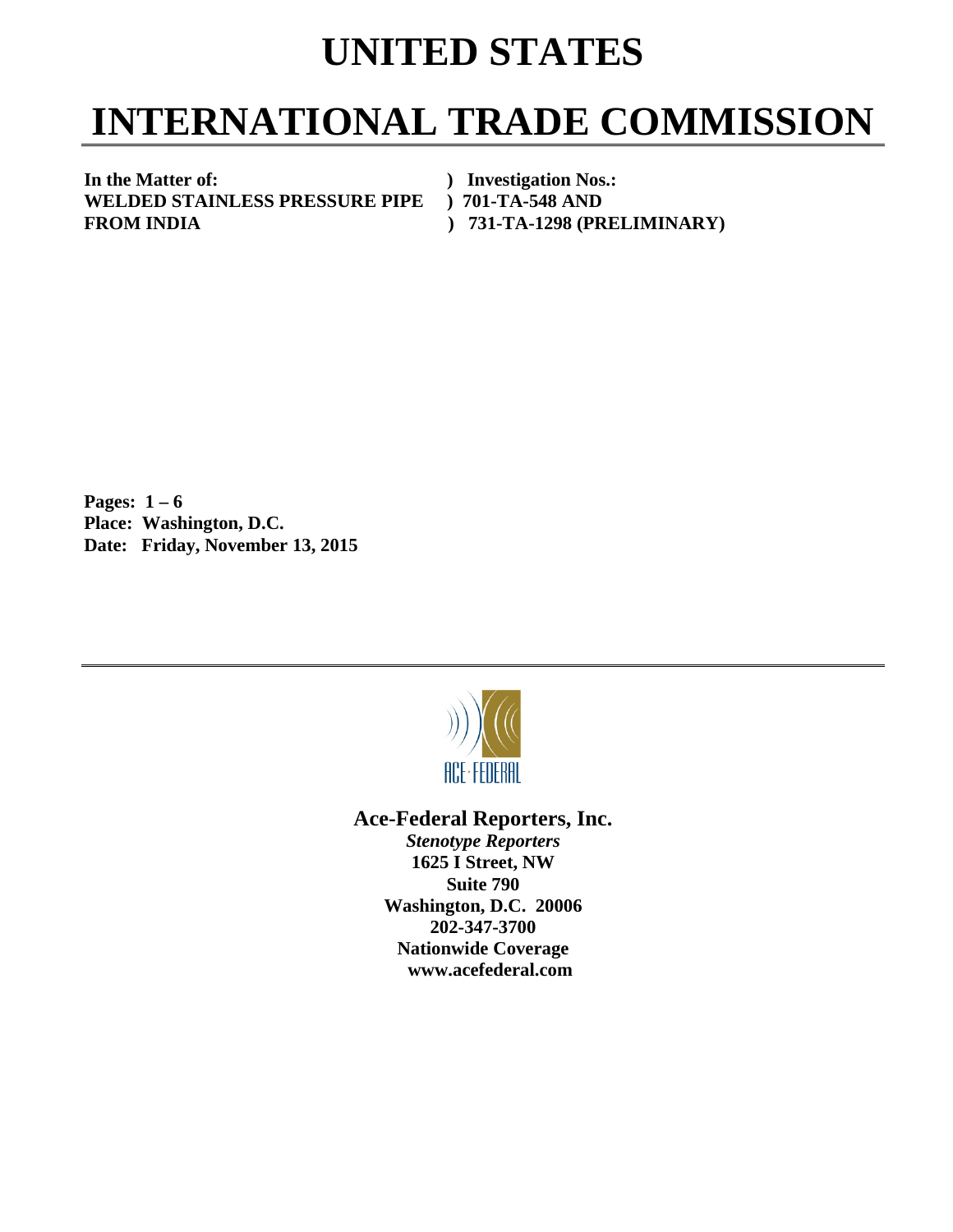# UNITED STATES

# INTERNATIONAL TRADE COMMISSION

| **In the Matter of:** | **) Investigation Nos.:** |
|---|---|
| **WELDED STAINLESS PRESSURE PIPE** | **) 701-TA-548 AND** |
| **FROM INDIA** | **) 731-TA-1298 (PRELIMINARY)** |

**Pages: 1 – 6**
**Place: Washington, D.C.**
**Date: Friday, November 13, 2015**

ACE·FEDERAL

**Ace-Federal Reporters, Inc.**
***Stenotype Reporters***
**1625 I Street, NW**
**Suite 790**
**Washington, D.C. 20006**
**202-347-3700**
**Nationwide Coverage**
**www.acefederal.com**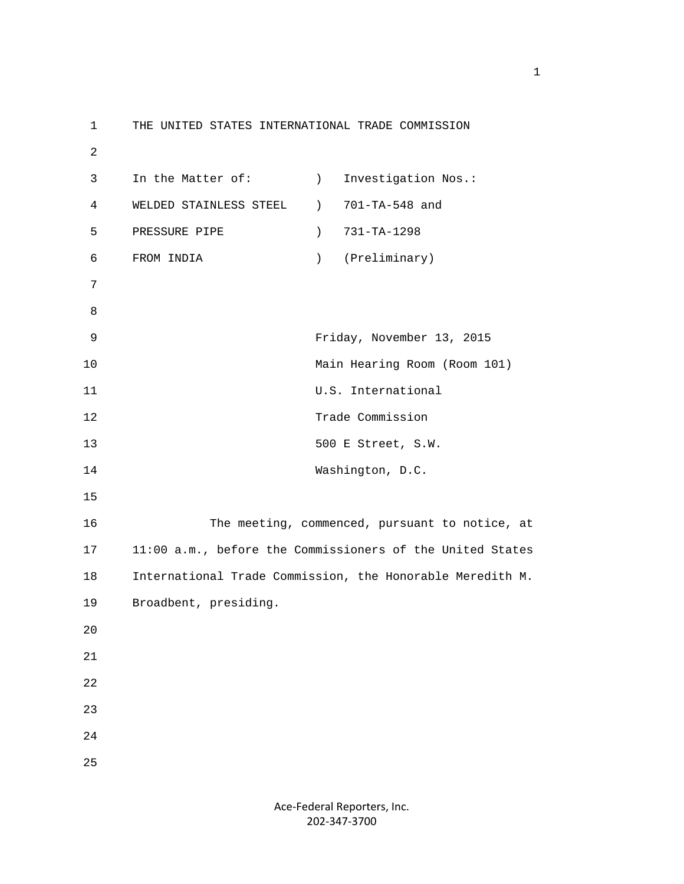THE UNITED STATES INTERNATIONAL TRADE COMMISSION

| In the Matter of: | ) | Investigation Nos.: |
|---|---|---|
| WELDED STAINLESS STEEL | ) | 701-TA-548 and |
| PRESSURE PIPE | ) | 731-TA-1298 |
| FROM INDIA | ) | (Preliminary) |

Friday, November 13, 2015
Main Hearing Room (Room 101)
U.S. International
Trade Commission
500 E Street, S.W.
Washington, D.C.

The meeting, commenced, pursuant to notice, at 11:00 a.m., before the Commissioners of the United States International Trade Commission, the Honorable Meredith M. Broadbent, presiding.

Ace-Federal Reporters, Inc.
202-347-3700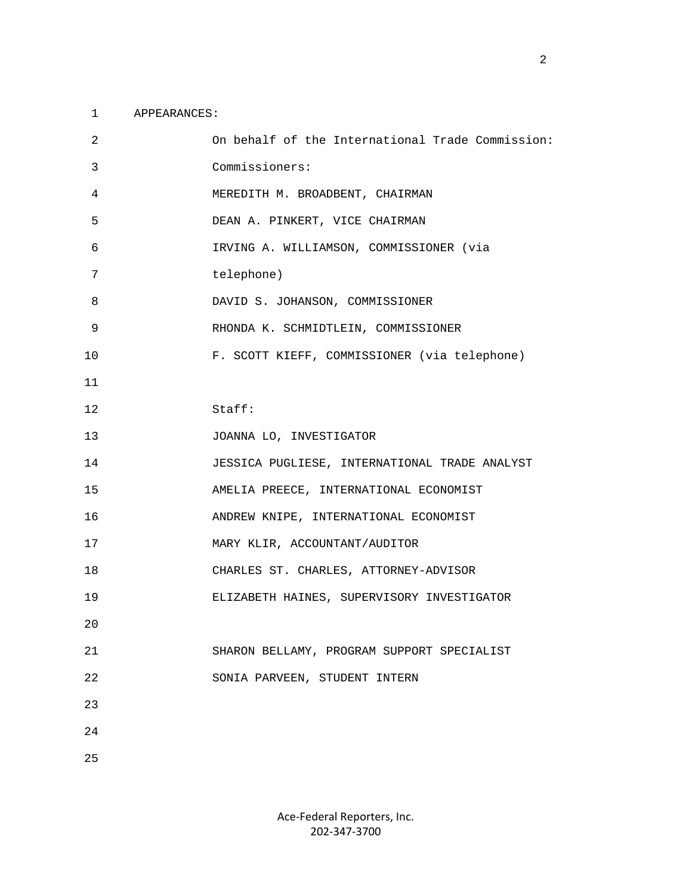APPEARANCES:

On behalf of the International Trade Commission:

Commissioners:

MEREDITH M. BROADBENT, CHAIRMAN

DEAN A. PINKERT, VICE CHAIRMAN

IRVING A. WILLIAMSON, COMMISSIONER (via telephone)

DAVID S. JOHANSON, COMMISSIONER

RHONDA K. SCHMIDTLEIN, COMMISSIONER

F. SCOTT KIEFF, COMMISSIONER (via telephone)

Staff:

JOANNA LO, INVESTIGATOR

JESSICA PUGLIESE, INTERNATIONAL TRADE ANALYST

AMELIA PREECE, INTERNATIONAL ECONOMIST

ANDREW KNIPE, INTERNATIONAL ECONOMIST

MARY KLIR, ACCOUNTANT/AUDITOR

CHARLES ST. CHARLES, ATTORNEY-ADVISOR

ELIZABETH HAINES, SUPERVISORY INVESTIGATOR

SHARON BELLAMY, PROGRAM SUPPORT SPECIALIST

SONIA PARVEEN, STUDENT INTERN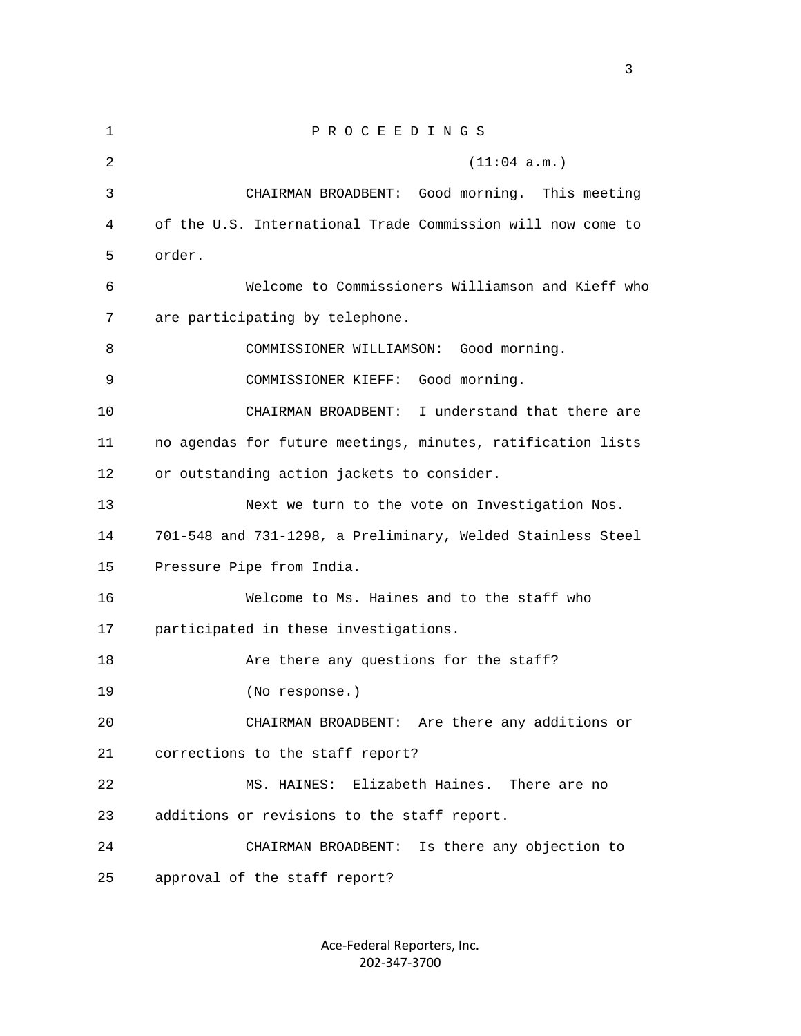P R O C E E D I N G S

(11:04 a.m.)

CHAIRMAN BROADBENT: Good morning. This meeting of the U.S. International Trade Commission will now come to order.

Welcome to Commissioners Williamson and Kieff who are participating by telephone.

COMMISSIONER WILLIAMSON: Good morning.

COMMISSIONER KIEFF: Good morning.

CHAIRMAN BROADBENT: I understand that there are no agendas for future meetings, minutes, ratification lists or outstanding action jackets to consider.

Next we turn to the vote on Investigation Nos. 701-548 and 731-1298, a Preliminary, Welded Stainless Steel Pressure Pipe from India.

Welcome to Ms. Haines and to the staff who participated in these investigations.

Are there any questions for the staff?

(No response.)

CHAIRMAN BROADBENT: Are there any additions or corrections to the staff report?

MS. HAINES: Elizabeth Haines. There are no additions or revisions to the staff report.

CHAIRMAN BROADBENT: Is there any objection to approval of the staff report?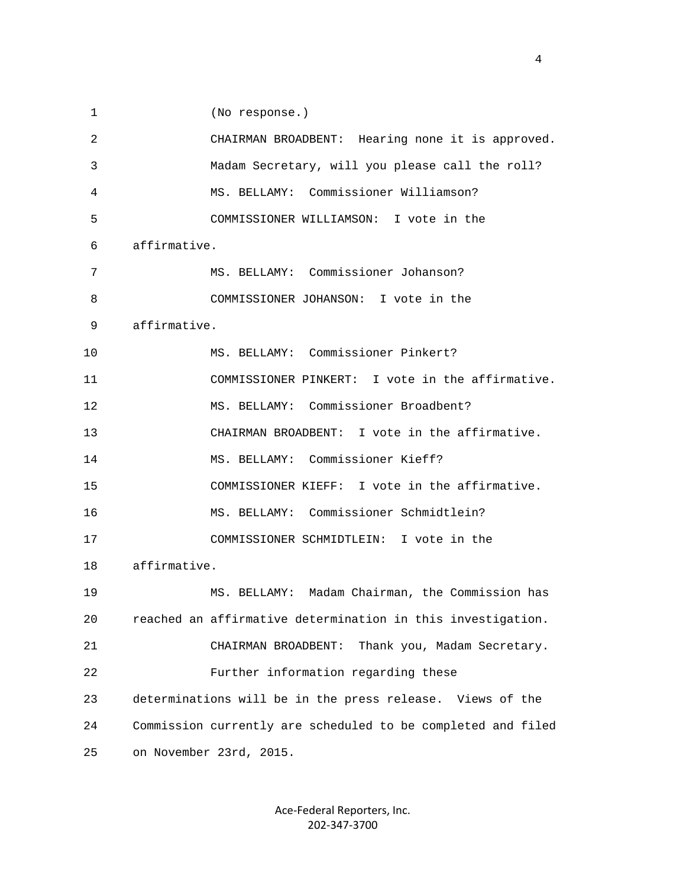(No response.)

CHAIRMAN BROADBENT: Hearing none it is approved. Madam Secretary, will you please call the roll?

MS. BELLAMY: Commissioner Williamson?

COMMISSIONER WILLIAMSON: I vote in the affirmative.

MS. BELLAMY: Commissioner Johanson?

COMMISSIONER JOHANSON: I vote in the affirmative.

MS. BELLAMY: Commissioner Pinkert?

COMMISSIONER PINKERT: I vote in the affirmative.

MS. BELLAMY: Commissioner Broadbent?

CHAIRMAN BROADBENT: I vote in the affirmative.

MS. BELLAMY: Commissioner Kieff?

COMMISSIONER KIEFF: I vote in the affirmative.

MS. BELLAMY: Commissioner Schmidtlein?

COMMISSIONER SCHMIDTLEIN: I vote in the affirmative.

MS. BELLAMY: Madam Chairman, the Commission has reached an affirmative determination in this investigation.

CHAIRMAN BROADBENT: Thank you, Madam Secretary.

Further information regarding these determinations will be in the press release. Views of the Commission currently are scheduled to be completed and filed on November 23rd, 2015.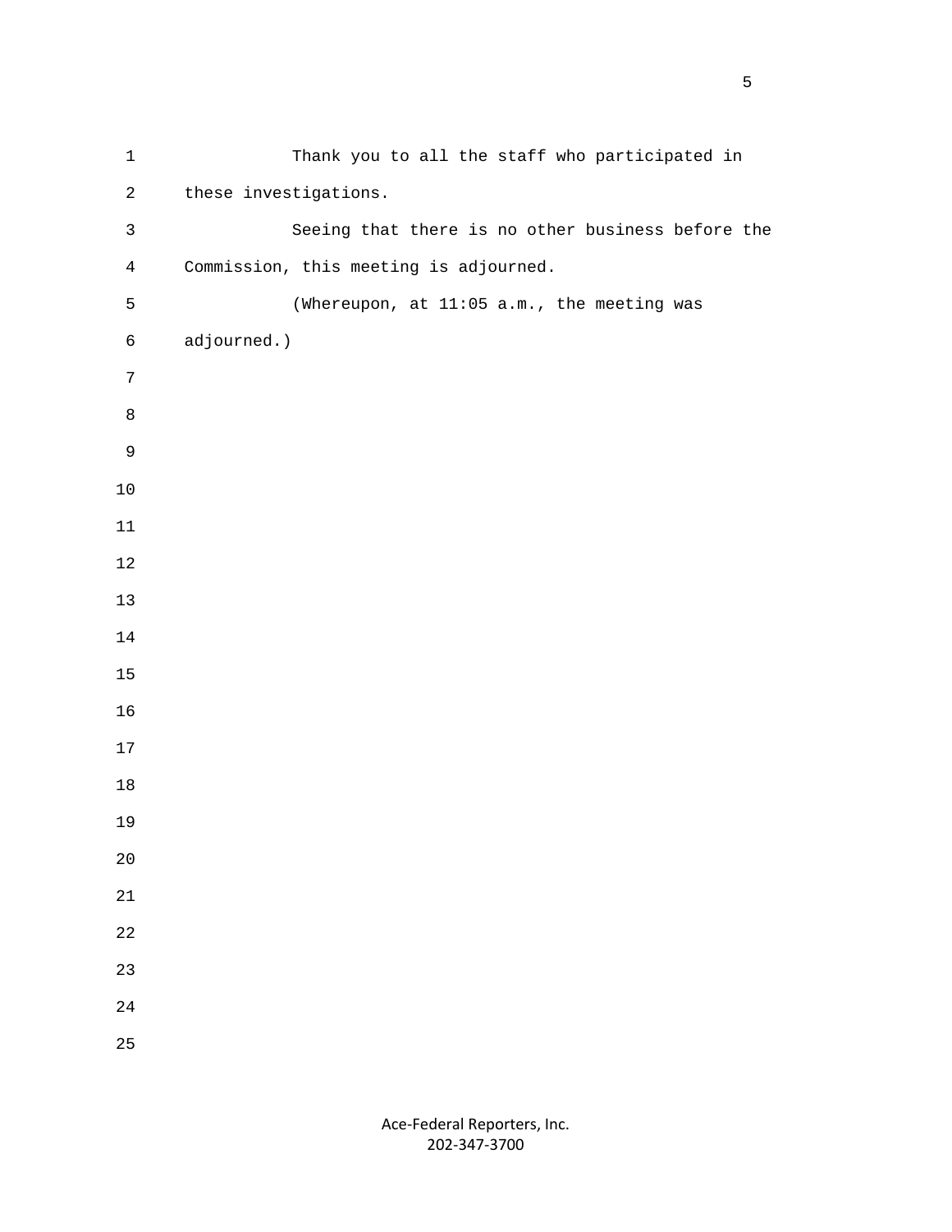Thank you to all the staff who participated in these investigations.

Seeing that there is no other business before the Commission, this meeting is adjourned.

(Whereupon, at 11:05 a.m., the meeting was adjourned.)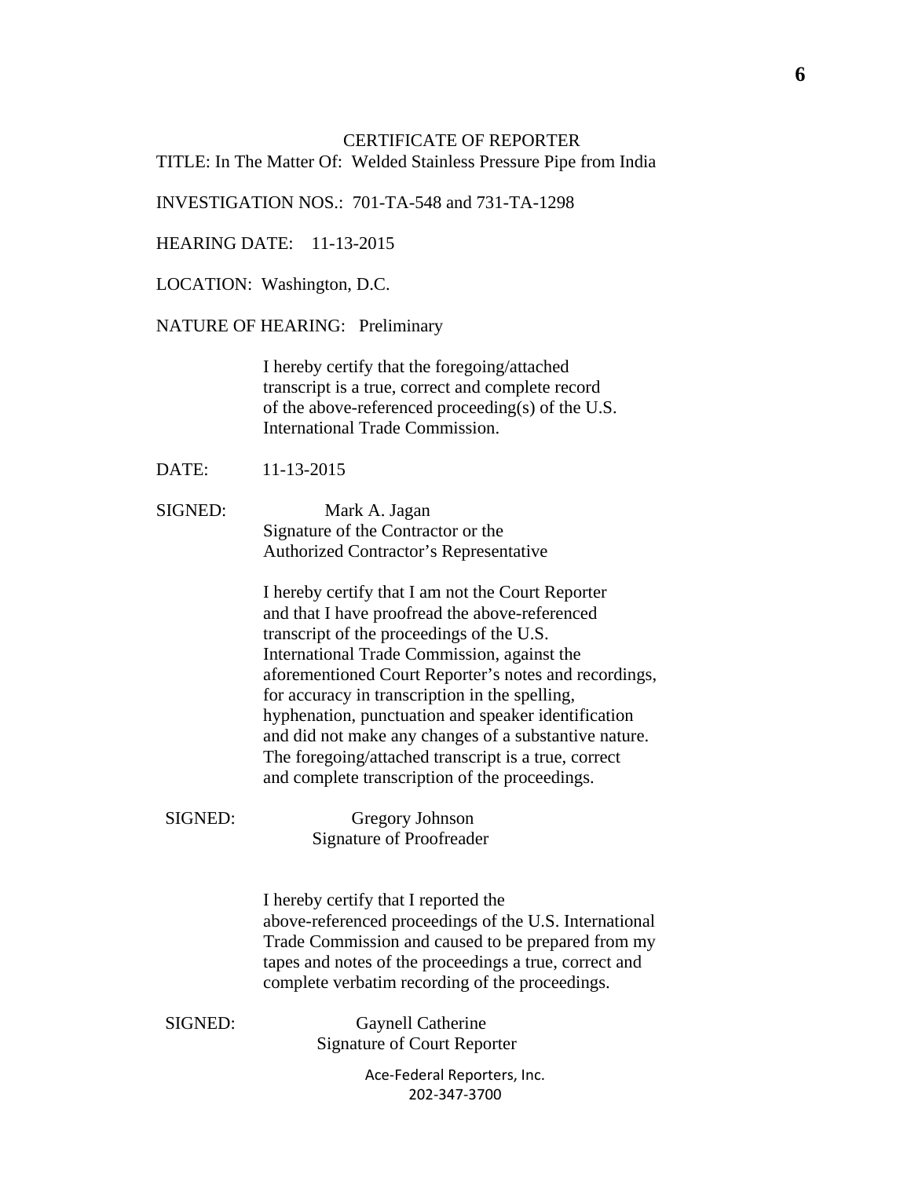CERTIFICATE OF REPORTER

TITLE: In The Matter Of: Welded Stainless Pressure Pipe from India

INVESTIGATION NOS.: 701-TA-548 and 731-TA-1298

HEARING DATE: 11-13-2015

LOCATION: Washington, D.C.

NATURE OF HEARING: Preliminary

I hereby certify that the foregoing/attached transcript is a true, correct and complete record of the above-referenced proceeding(s) of the U.S. International Trade Commission.

DATE: 11-13-2015

SIGNED: Mark A. Jagan
Signature of the Contractor or the Authorized Contractor's Representative

I hereby certify that I am not the Court Reporter and that I have proofread the above-referenced transcript of the proceedings of the U.S. International Trade Commission, against the aforementioned Court Reporter's notes and recordings, for accuracy in transcription in the spelling, hyphenation, punctuation and speaker identification and did not make any changes of a substantive nature. The foregoing/attached transcript is a true, correct and complete transcription of the proceedings.

SIGNED: Gregory Johnson
Signature of Proofreader

I hereby certify that I reported the above-referenced proceedings of the U.S. International Trade Commission and caused to be prepared from my tapes and notes of the proceedings a true, correct and complete verbatim recording of the proceedings.

SIGNED: Gaynell Catherine
Signature of Court Reporter

Ace-Federal Reporters, Inc.
202-347-3700